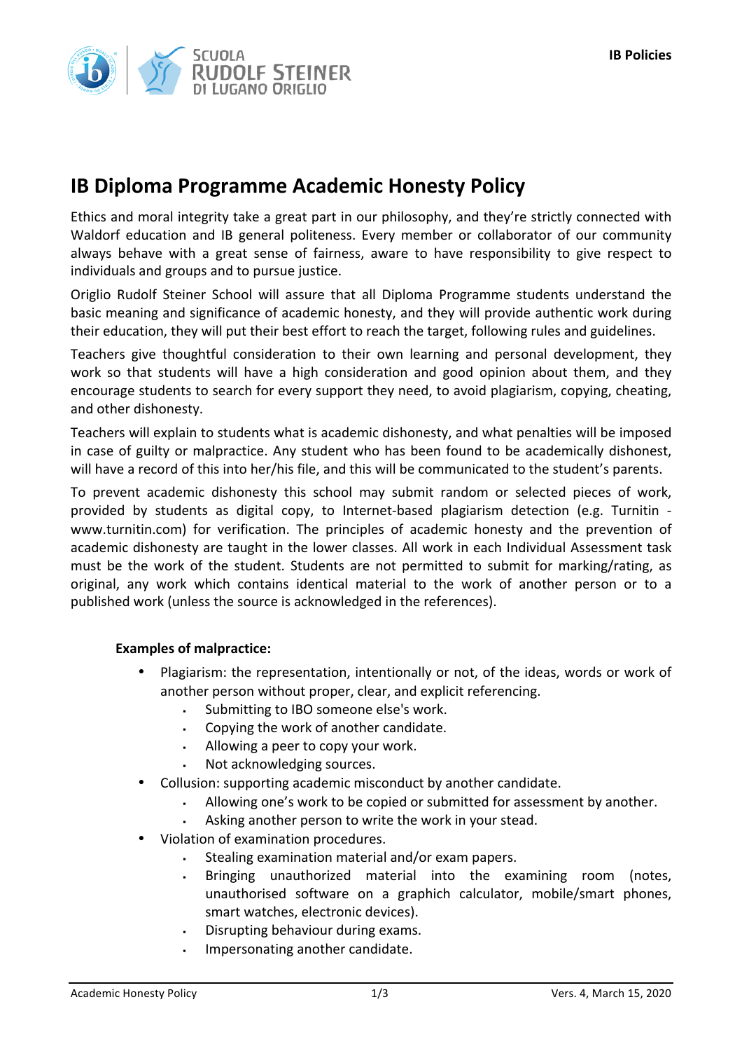# IB Diploma Programme Academic Honesty Policy

Ethics and moral integrity take a great part in our philosophy, and they're strictly connected with Waldorf education and IB general politeness. Every member or collaborator of our community always behave with a great sense of fairness, aware to have responsibility to give respect to individuals and groups and to pursue justice.

Origlio Rudolf Steiner School will assure that all Diploma Programme students understand the basic meaning and significance of academic honesty, and they will provide authentic work during their education, they will put their best effort to reach the target, following rules and guidelines.

Teachers give thoughtful consideration to their own learning and personal development, they work so that students will have a high consideration and good opinion about them, and they encourage students to search for every support they need, to avoid plagiarism, copying, cheating, and other dishonesty.

Teachers will explain to students what is academic dishonesty, and what penalties will be imposed in case of guilty or malpractice. Any student who has been found to be academically dishonest, will have a record of this into her/his file, and this will be communicated to the student's parents.

To prevent academic dishonesty this school may submit random or selected pieces of work, provided by students as digital copy, to Internet-based plagiarism detection (e.g. Turnitin - www.turnitin.com) for verification. The principles of academic honesty and the prevention of academic dishonesty are taught in the lower classes. All work in each Individual Assessment task must be the work of the student. Students are not permitted to submit for marking/rating, as original, any work which contains identical material to the work of another person or to a published work (unless the source is acknowledged in the references).

**Examples of malpractice:**

- Plagiarism: the representation, intentionally or not, of the ideas, words or work of another person without proper, clear, and explicit referencing.
  - Submitting to IBO someone else's work.
  - Copying the work of another candidate.
  - Allowing a peer to copy your work.
  - Not acknowledging sources.
- Collusion: supporting academic misconduct by another candidate.
  - Allowing one's work to be copied or submitted for assessment by another.
  - Asking another person to write the work in your stead.
- Violation of examination procedures.
  - Stealing examination material and/or exam papers.
  - Bringing unauthorized material into the examining room (notes, unauthorised software on a graphich calculator, mobile/smart phones, smart watches, electronic devices).
  - Disrupting behaviour during exams.
  - Impersonating another candidate.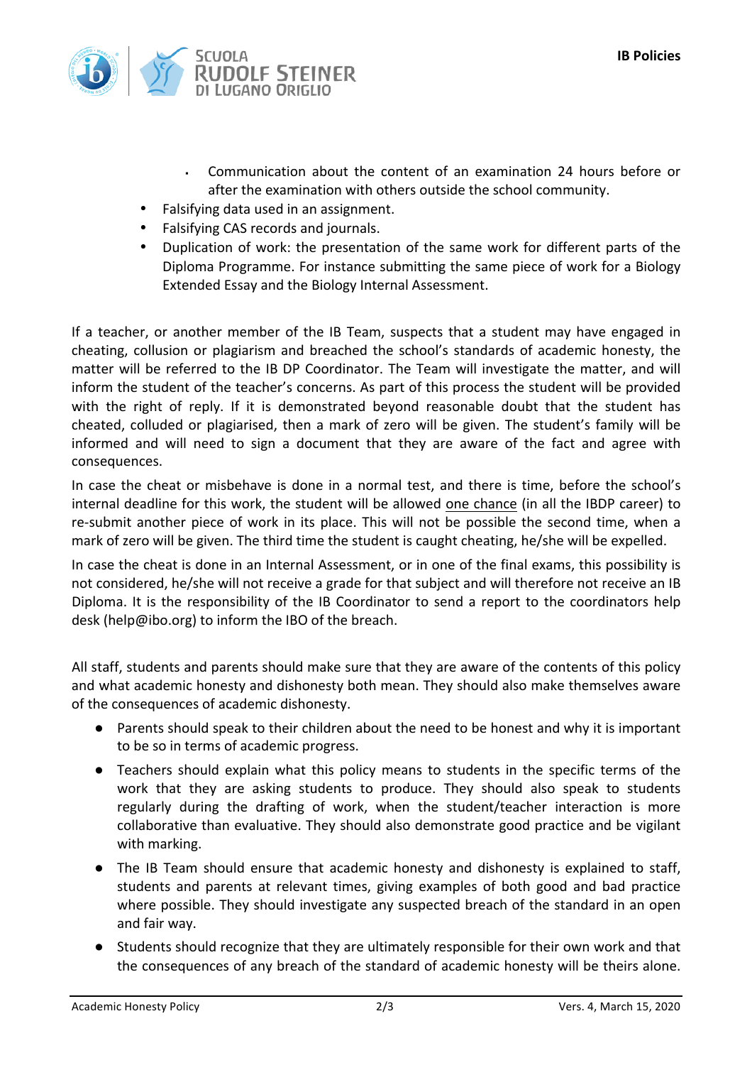- Communication about the content of an examination 24 hours before or after the examination with others outside the school community.
- Falsifying data used in an assignment.
- Falsifying CAS records and journals.
- Duplication of work: the presentation of the same work for different parts of the Diploma Programme. For instance submitting the same piece of work for a Biology Extended Essay and the Biology Internal Assessment.

If a teacher, or another member of the IB Team, suspects that a student may have engaged in cheating, collusion or plagiarism and breached the school's standards of academic honesty, the matter will be referred to the IB DP Coordinator. The Team will investigate the matter, and will inform the student of the teacher's concerns. As part of this process the student will be provided with the right of reply. If it is demonstrated beyond reasonable doubt that the student has cheated, colluded or plagiarised, then a mark of zero will be given. The student's family will be informed and will need to sign a document that they are aware of the fact and agree with consequences.

In case the cheat or misbehave is done in a normal test, and there is time, before the school's internal deadline for this work, the student will be allowed <u>one chance</u> (in all the IBDP career) to re-submit another piece of work in its place. This will not be possible the second time, when a mark of zero will be given. The third time the student is caught cheating, he/she will be expelled.

In case the cheat is done in an Internal Assessment, or in one of the final exams, this possibility is not considered, he/she will not receive a grade for that subject and will therefore not receive an IB Diploma. It is the responsibility of the IB Coordinator to send a report to the coordinators help desk (help@ibo.org) to inform the IBO of the breach.

All staff, students and parents should make sure that they are aware of the contents of this policy and what academic honesty and dishonesty both mean. They should also make themselves aware of the consequences of academic dishonesty.

- Parents should speak to their children about the need to be honest and why it is important to be so in terms of academic progress.
- Teachers should explain what this policy means to students in the specific terms of the work that they are asking students to produce. They should also speak to students regularly during the drafting of work, when the student/teacher interaction is more collaborative than evaluative. They should also demonstrate good practice and be vigilant with marking.
- The IB Team should ensure that academic honesty and dishonesty is explained to staff, students and parents at relevant times, giving examples of both good and bad practice where possible. They should investigate any suspected breach of the standard in an open and fair way.
- Students should recognize that they are ultimately responsible for their own work and that the consequences of any breach of the standard of academic honesty will be theirs alone.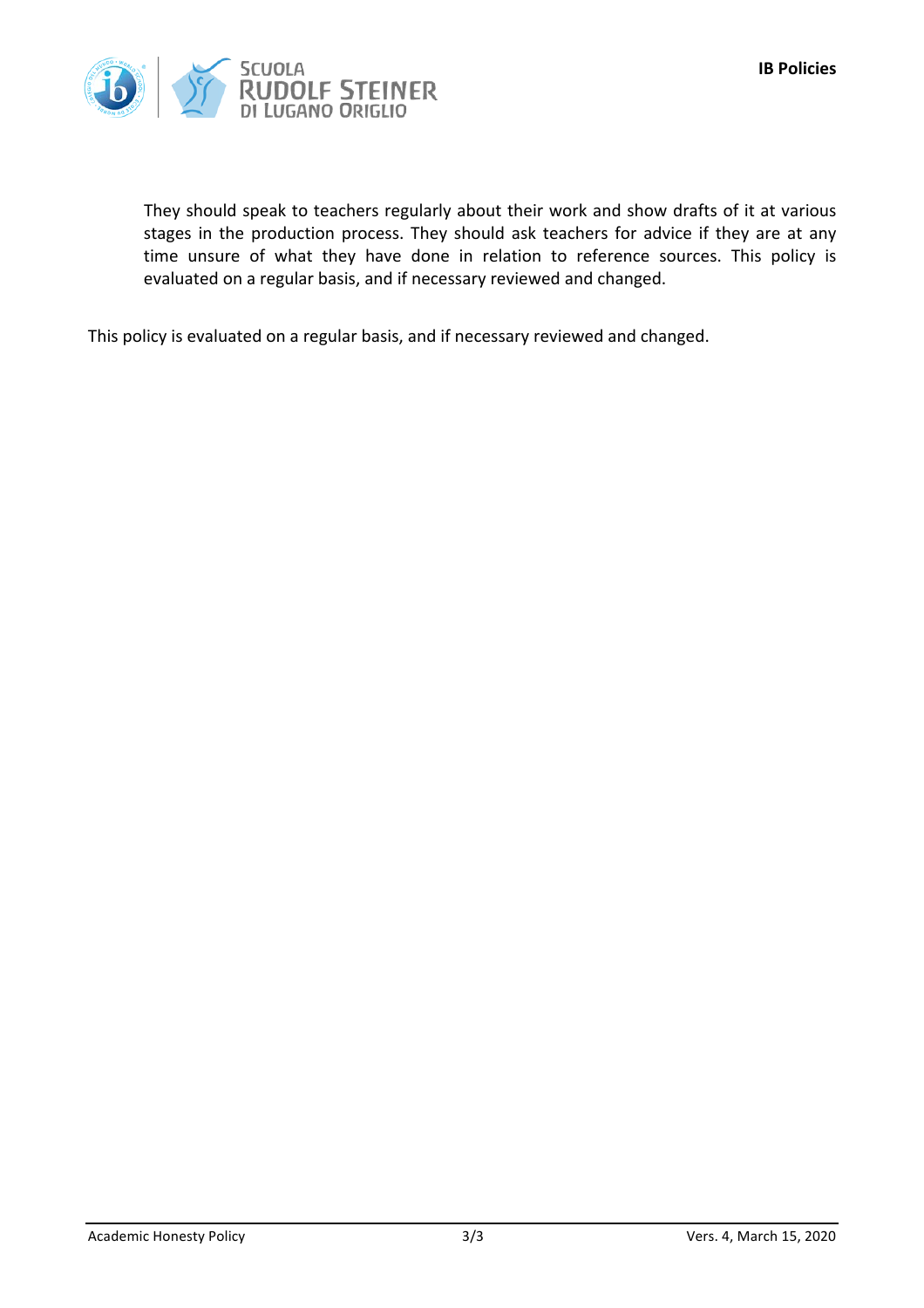They should speak to teachers regularly about their work and show drafts of it at various stages in the production process. They should ask teachers for advice if they are at any time unsure of what they have done in relation to reference sources. This policy is evaluated on a regular basis, and if necessary reviewed and changed.

This policy is evaluated on a regular basis, and if necessary reviewed and changed.